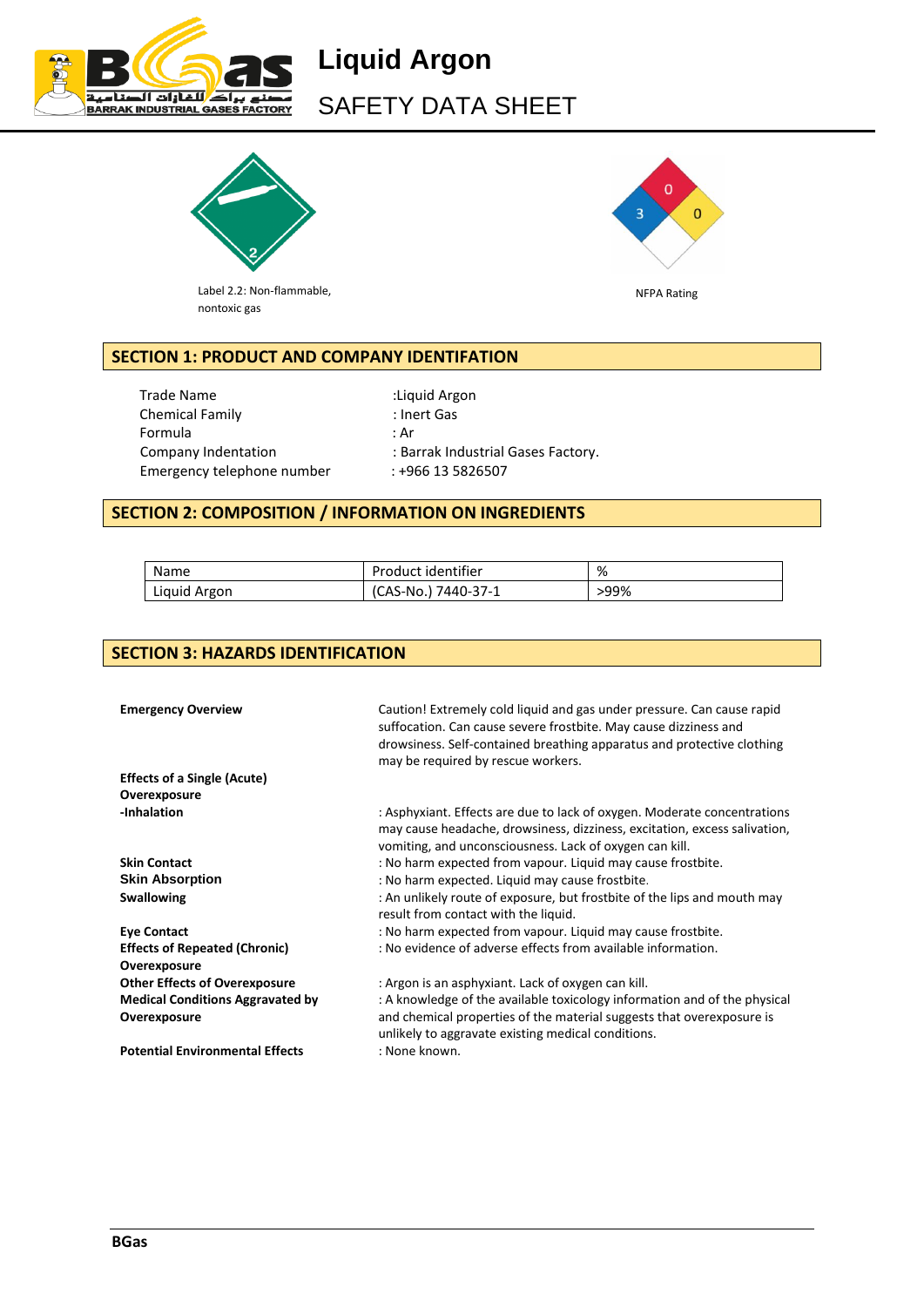# Liquid Argon

## SAFETY DATA SHEET

Label 2.2: Non-flammable, nontoxic gas

NFPA Rating

## SECTION 1: PRODUCT AND COMPANY IDENTIFATION

| | |
|---|---|
| Trade Name | :Liquid Argon |
| Chemical Family | : Inert Gas |
| Formula | : Ar |
| Company Indentation | : Barrak Industrial Gases Factory. |
| Emergency telephone number | : +966 13 5826507 |

## SECTION 2: COMPOSITION / INFORMATION ON INGREDIENTS

| Name | Product identifier | % |
|---|---|---|
| Liquid Argon | (CAS-No.) 7440-37-1 | >99% |

## SECTION 3: HAZARDS IDENTIFICATION

**Emergency Overview**

Caution! Extremely cold liquid and gas under pressure. Can cause rapid suffocation. Can cause severe frostbite. May cause dizziness and drowsiness. Self-contained breathing apparatus and protective clothing may be required by rescue workers.

**Effects of a Single (Acute) Overexposure**

**-Inhalation**: Asphyxiant. Effects are due to lack of oxygen. Moderate concentrations may cause headache, drowsiness, dizziness, excitation, excess salivation, vomiting, and unconsciousness. Lack of oxygen can kill.

**Skin Contact**: No harm expected from vapour. Liquid may cause frostbite.

**Skin Absorption**: No harm expected. Liquid may cause frostbite.

**Swallowing**: An unlikely route of exposure, but frostbite of the lips and mouth may result from contact with the liquid.

**Eye Contact**: No harm expected from vapour. Liquid may cause frostbite.

**Effects of Repeated (Chronic) Overexposure**: No evidence of adverse effects from available information.

**Other Effects of Overexposure**: Argon is an asphyxiant. Lack of oxygen can kill.

**Medical Conditions Aggravated by Overexposure**: A knowledge of the available toxicology information and of the physical and chemical properties of the material suggests that overexposure is unlikely to aggravate existing medical conditions.

**Potential Environmental Effects**: None known.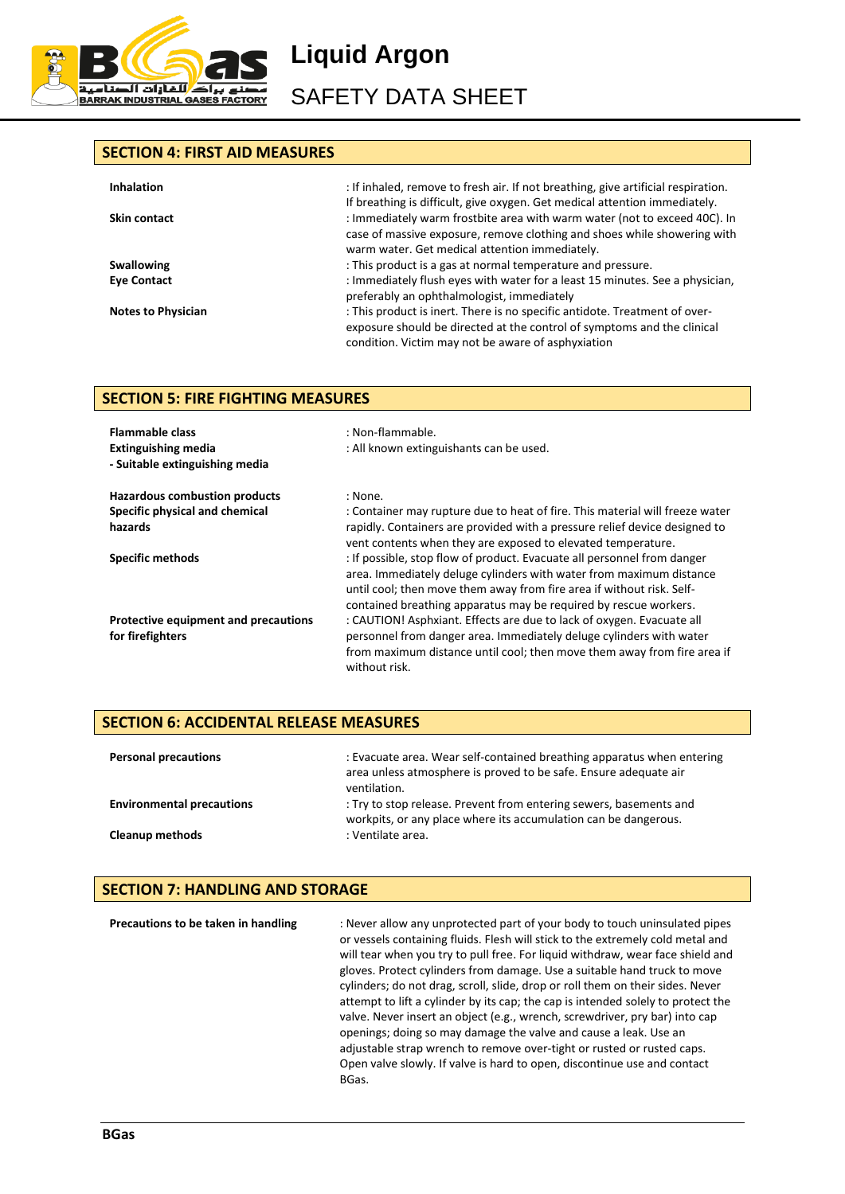## SECTION 4: FIRST AID MEASURES

| | |
|---|---|
| **Inhalation** | : If inhaled, remove to fresh air. If not breathing, give artificial respiration. If breathing is difficult, give oxygen. Get medical attention immediately. |
| **Skin contact** | : Immediately warm frostbite area with warm water (not to exceed 40C). In case of massive exposure, remove clothing and shoes while showering with warm water. Get medical attention immediately. |
| **Swallowing** | : This product is a gas at normal temperature and pressure. |
| **Eye Contact** | : Immediately flush eyes with water for a least 15 minutes. See a physician, preferably an ophthalmologist, immediately |
| **Notes to Physician** | : This product is inert. There is no specific antidote. Treatment of over-exposure should be directed at the control of symptoms and the clinical condition. Victim may not be aware of asphyxiation |

## SECTION 5: FIRE FIGHTING MEASURES

| | |
|---|---|
| **Flammable class** | : Non-flammable. |
| **Extinguishing media** | : All known extinguishants can be used. |
| **- Suitable extinguishing media** | |
| **Hazardous combustion products** | : None. |
| **Specific physical and chemical hazards** | : Container may rupture due to heat of fire. This material will freeze water rapidly. Containers are provided with a pressure relief device designed to vent contents when they are exposed to elevated temperature. |
| **Specific methods** | : If possible, stop flow of product. Evacuate all personnel from danger area. Immediately deluge cylinders with water from maximum distance until cool; then move them away from fire area if without risk. Self-contained breathing apparatus may be required by rescue workers. |
| **Protective equipment and precautions for firefighters** | : CAUTION! Asphyxiant. Effects are due to lack of oxygen. Evacuate all personnel from danger area. Immediately deluge cylinders with water from maximum distance until cool; then move them away from fire area if without risk. |

## SECTION 6: ACCIDENTAL RELEASE MEASURES

| | |
|---|---|
| **Personal precautions** | : Evacuate area. Wear self-contained breathing apparatus when entering area unless atmosphere is proved to be safe. Ensure adequate air ventilation. |
| **Environmental precautions** | : Try to stop release. Prevent from entering sewers, basements and workpits, or any place where its accumulation can be dangerous. |
| **Cleanup methods** | : Ventilate area. |

## SECTION 7: HANDLING AND STORAGE

| | |
|---|---|
| **Precautions to be taken in handling** | : Never allow any unprotected part of your body to touch uninsulated pipes or vessels containing fluids. Flesh will stick to the extremely cold metal and will tear when you try to pull free. For liquid withdraw, wear face shield and gloves. Protect cylinders from damage. Use a suitable hand truck to move cylinders; do not drag, scroll, slide, drop or roll them on their sides. Never attempt to lift a cylinder by its cap; the cap is intended solely to protect the valve. Never insert an object (e.g., wrench, screwdriver, pry bar) into cap openings; doing so may damage the valve and cause a leak. Use an adjustable strap wrench to remove over-tight or rusted or rusted caps. Open valve slowly. If valve is hard to open, discontinue use and contact BGas. |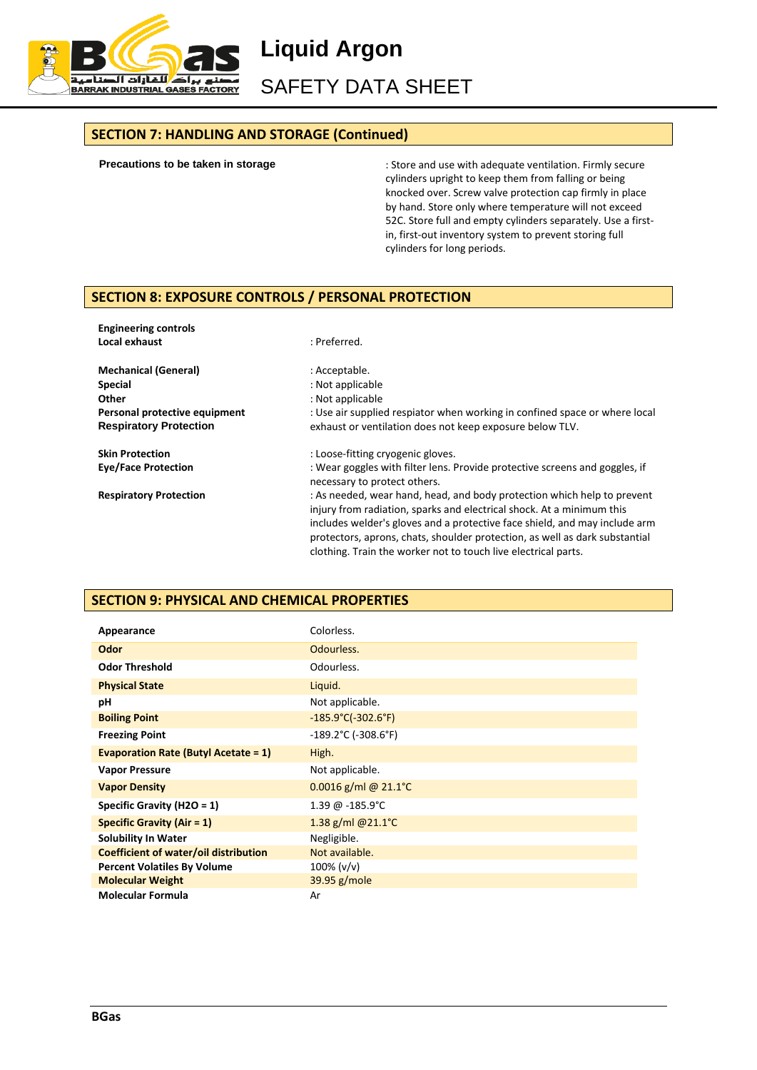## SECTION 7: HANDLING AND STORAGE (Continued)

**Precautions to be taken in storage** : Store and use with adequate ventilation. Firmly secure cylinders upright to keep them from falling or being knocked over. Screw valve protection cap firmly in place by hand. Store only where temperature will not exceed 52C. Store full and empty cylinders separately. Use a first-in, first-out inventory system to prevent storing full cylinders for long periods.

## SECTION 8: EXPOSURE CONTROLS / PERSONAL PROTECTION

**Engineering controls**
**Local exhaust** : Preferred.

**Mechanical (General)** : Acceptable.
**Special** : Not applicable
**Other** : Not applicable
**Personal protective equipment**
**Respiratory Protection** : Use air supplied respirator when working in confined space or where local exhaust or ventilation does not keep exposure below TLV.

**Skin Protection** : Loose-fitting cryogenic gloves.
**Eye/Face Protection** : Wear goggles with filter lens. Provide protective screens and goggles, if necessary to protect others.

**Respiratory Protection** : As needed, wear hand, head, and body protection which help to prevent injury from radiation, sparks and electrical shock. At a minimum this includes welder's gloves and a protective face shield, and may include arm protectors, aprons, chats, shoulder protection, as well as dark substantial clothing. Train the worker not to touch live electrical parts.

## SECTION 9: PHYSICAL AND CHEMICAL PROPERTIES

| | |
|---|---|
| **Appearance** | Colorless. |
| **Odor** | Odourless. |
| **Odor Threshold** | Odourless. |
| **Physical State** | Liquid. |
| **pH** | Not applicable. |
| **Boiling Point** | -185.9°C(-302.6°F) |
| **Freezing Point** | -189.2°C (-308.6°F) |
| **Evaporation Rate (Butyl Acetate = 1)** | High. |
| **Vapor Pressure** | Not applicable. |
| **Vapor Density** | 0.0016 g/ml @ 21.1°C |
| **Specific Gravity ($H_2O$ = 1)** | 1.39 @ -185.9°C |
| **Specific Gravity (Air = 1)** | 1.38 g/ml @21.1°C |
| **Solubility In Water** | Negligible. |
| **Coefficient of water/oil distribution** | Not available. |
| **Percent Volatiles By Volume** | 100% (v/v) |
| **Molecular Weight** | 39.95 g/mole |
| **Molecular Formula** | Ar |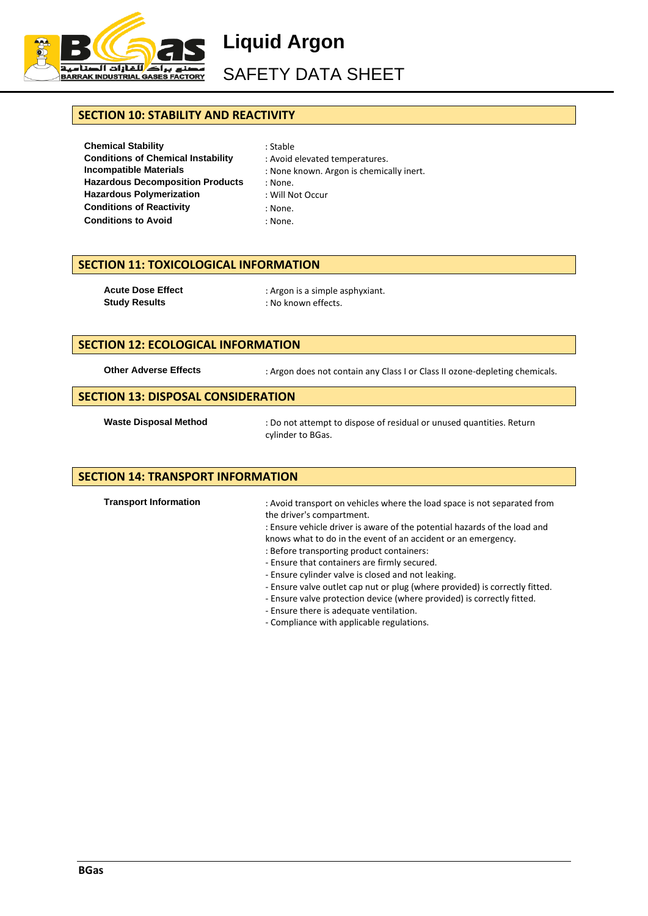## SECTION 10: STABILITY AND REACTIVITY

| | |
|---|---|
| **Chemical Stability** | : Stable |
| **Conditions of Chemical Instability** | : Avoid elevated temperatures. |
| **Incompatible Materials** | : None known. Argon is chemically inert. |
| **Hazardous Decomposition Products** | : None. |
| **Hazardous Polymerization** | : Will Not Occur |
| **Conditions of Reactivity** | : None. |
| **Conditions to Avoid** | : None. |

## SECTION 11: TOXICOLOGICAL INFORMATION

| | |
|---|---|
| **Acute Dose Effect** | : Argon is a simple asphyxiant. |
| **Study Results** | : No known effects. |

## SECTION 12: ECOLOGICAL INFORMATION

| | |
|---|---|
| **Other Adverse Effects** | : Argon does not contain any Class I or Class II ozone-depleting chemicals. |

## SECTION 13: DISPOSAL CONSIDERATION

| | |
|---|---|
| **Waste Disposal Method** | : Do not attempt to dispose of residual or unused quantities. Return cylinder to BGas. |

## SECTION 14: TRANSPORT INFORMATION

**Transport Information**

: Avoid transport on vehicles where the load space is not separated from the driver's compartment.

: Ensure vehicle driver is aware of the potential hazards of the load and knows what to do in the event of an accident or an emergency.

: Before transporting product containers:

- Ensure that containers are firmly secured.
- Ensure cylinder valve is closed and not leaking.
- Ensure valve outlet cap nut or plug (where provided) is correctly fitted.
- Ensure valve protection device (where provided) is correctly fitted.
- Ensure there is adequate ventilation.
- Compliance with applicable regulations.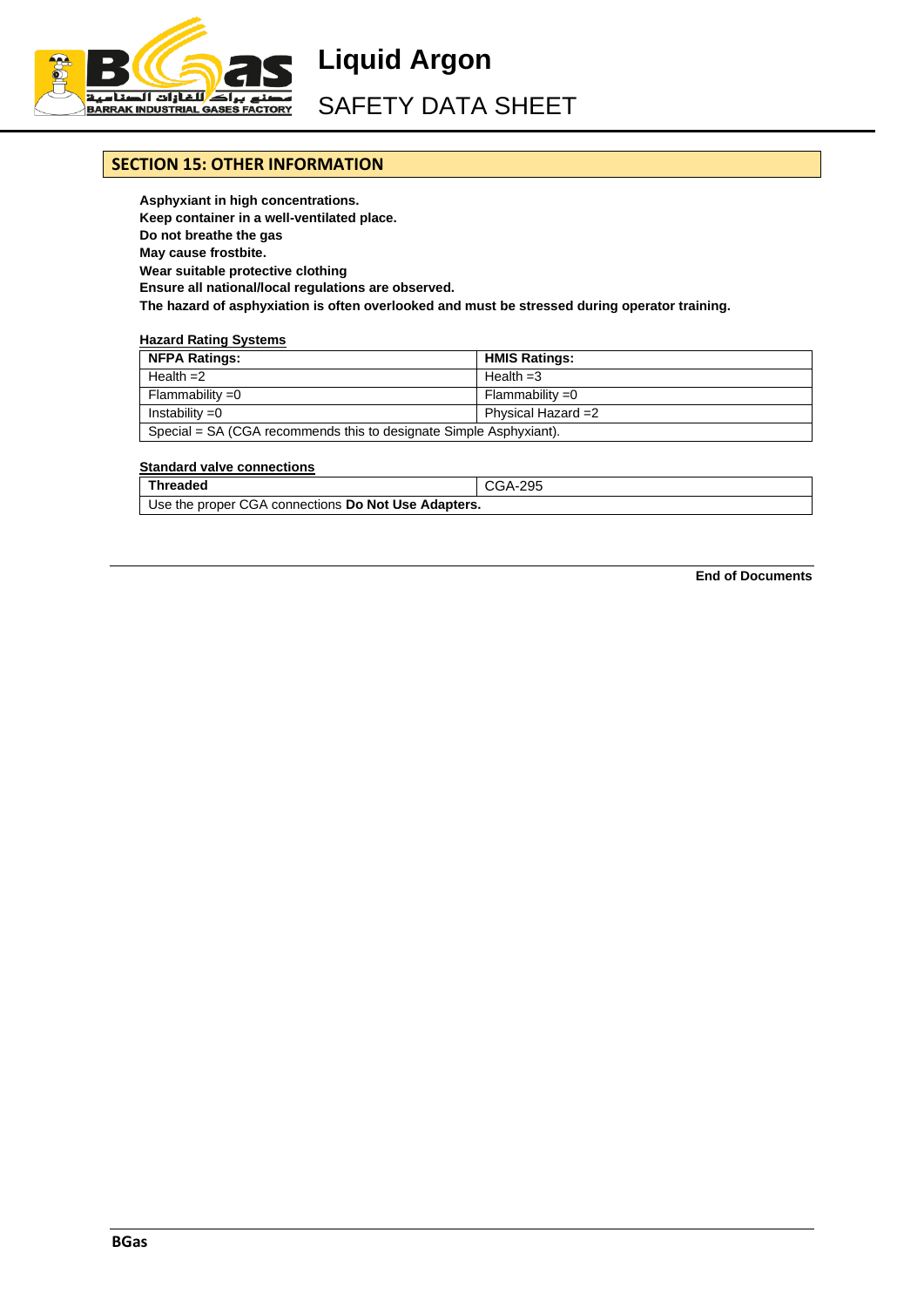## SECTION 15: OTHER INFORMATION

**Asphyxiant in high concentrations.**
**Keep container in a well-ventilated place.**
**Do not breathe the gas**
**May cause frostbite.**
**Wear suitable protective clothing**
**Ensure all national/local regulations are observed.**
**The hazard of asphyxiation is often overlooked and must be stressed during operator training.**

**Hazard Rating Systems**

| **NFPA Ratings:** | **HMIS Ratings:** |
| --- | --- |
| Health =2 | Health =3 |
| Flammability =0 | Flammability =0 |
| Instability =0 | Physical Hazard =2 |
| Special = SA (CGA recommends this to designate Simple Asphyxiant). | |

**Standard valve connections**

| **Threaded** | CGA-295 |
| --- | --- |
| Use the proper CGA connections **Do Not Use Adapters.** | |

**End of Documents**